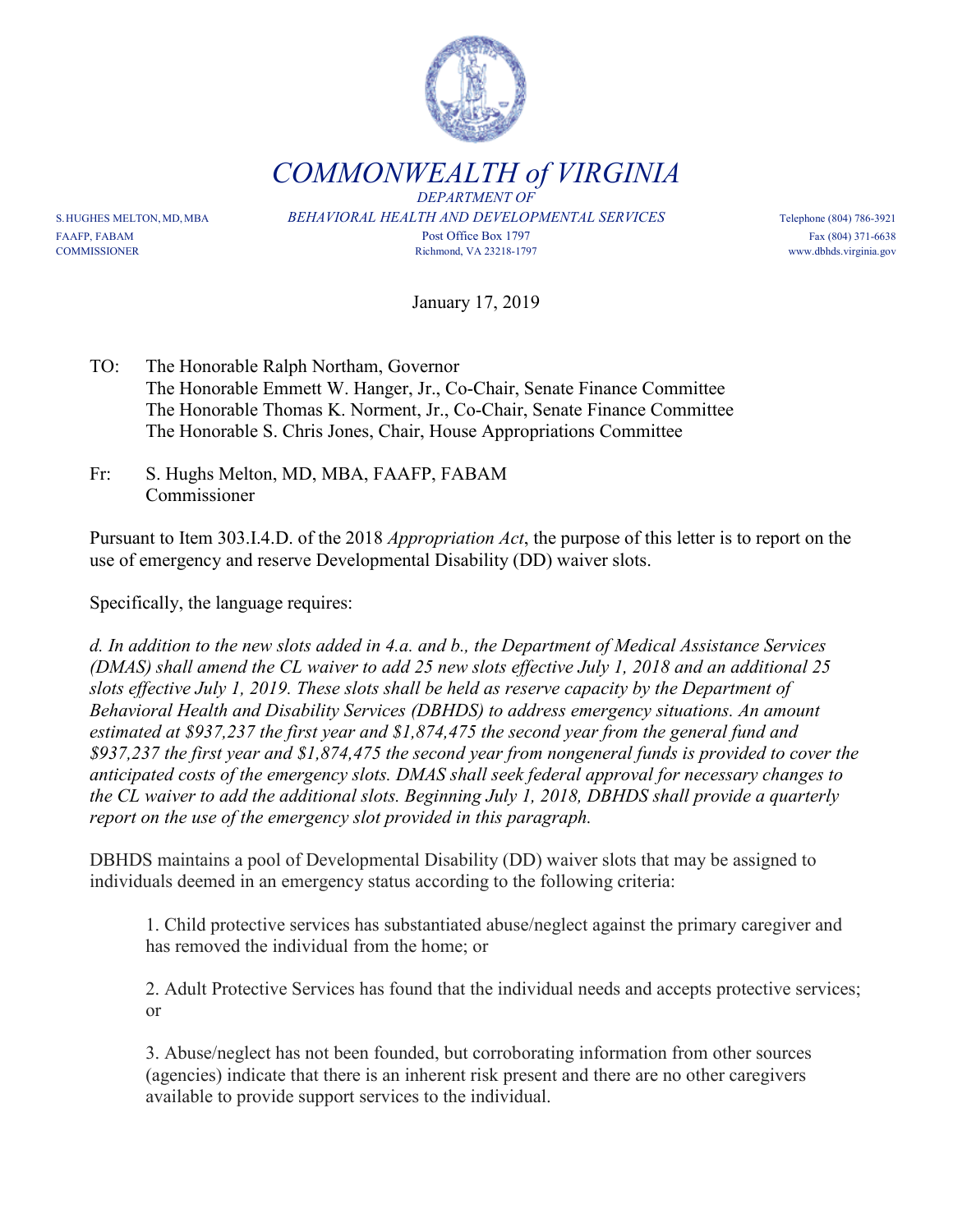# COMMONWEALTH of VIRGINIA

DEPARTMENT OF
BEHAVIORAL HEALTH AND DEVELOPMENTAL SERVICES

S. HUGHES MELTON, MD, MBA
FAAFP, FABAM
COMMISSIONER

Post Office Box 1797
Richmond, VA 23218-1797

Telephone (804) 786-3921
Fax (804) 371-6638
www.dbhds.virginia.gov

January 17, 2019

TO: The Honorable Ralph Northam, Governor
The Honorable Emmett W. Hanger, Jr., Co-Chair, Senate Finance Committee
The Honorable Thomas K. Norment, Jr., Co-Chair, Senate Finance Committee
The Honorable S. Chris Jones, Chair, House Appropriations Committee

Fr: S. Hughs Melton, MD, MBA, FAAFP, FABAM
Commissioner

Pursuant to Item 303.I.4.D. of the 2018 *Appropriation Act*, the purpose of this letter is to report on the use of emergency and reserve Developmental Disability (DD) waiver slots.

Specifically, the language requires:

*d. In addition to the new slots added in 4.a. and b., the Department of Medical Assistance Services (DMAS) shall amend the CL waiver to add 25 new slots effective July 1, 2018 and an additional 25 slots effective July 1, 2019. These slots shall be held as reserve capacity by the Department of Behavioral Health and Disability Services (DBHDS) to address emergency situations. An amount estimated at $937,237 the first year and $1,874,475 the second year from the general fund and $937,237 the first year and $1,874,475 the second year from nongeneral funds is provided to cover the anticipated costs of the emergency slots. DMAS shall seek federal approval for necessary changes to the CL waiver to add the additional slots. Beginning July 1, 2018, DBHDS shall provide a quarterly report on the use of the emergency slot provided in this paragraph.*

DBHDS maintains a pool of Developmental Disability (DD) waiver slots that may be assigned to individuals deemed in an emergency status according to the following criteria:

1. Child protective services has substantiated abuse/neglect against the primary caregiver and has removed the individual from the home; or

2. Adult Protective Services has found that the individual needs and accepts protective services; or

3. Abuse/neglect has not been founded, but corroborating information from other sources (agencies) indicate that there is an inherent risk present and there are no other caregivers available to provide support services to the individual.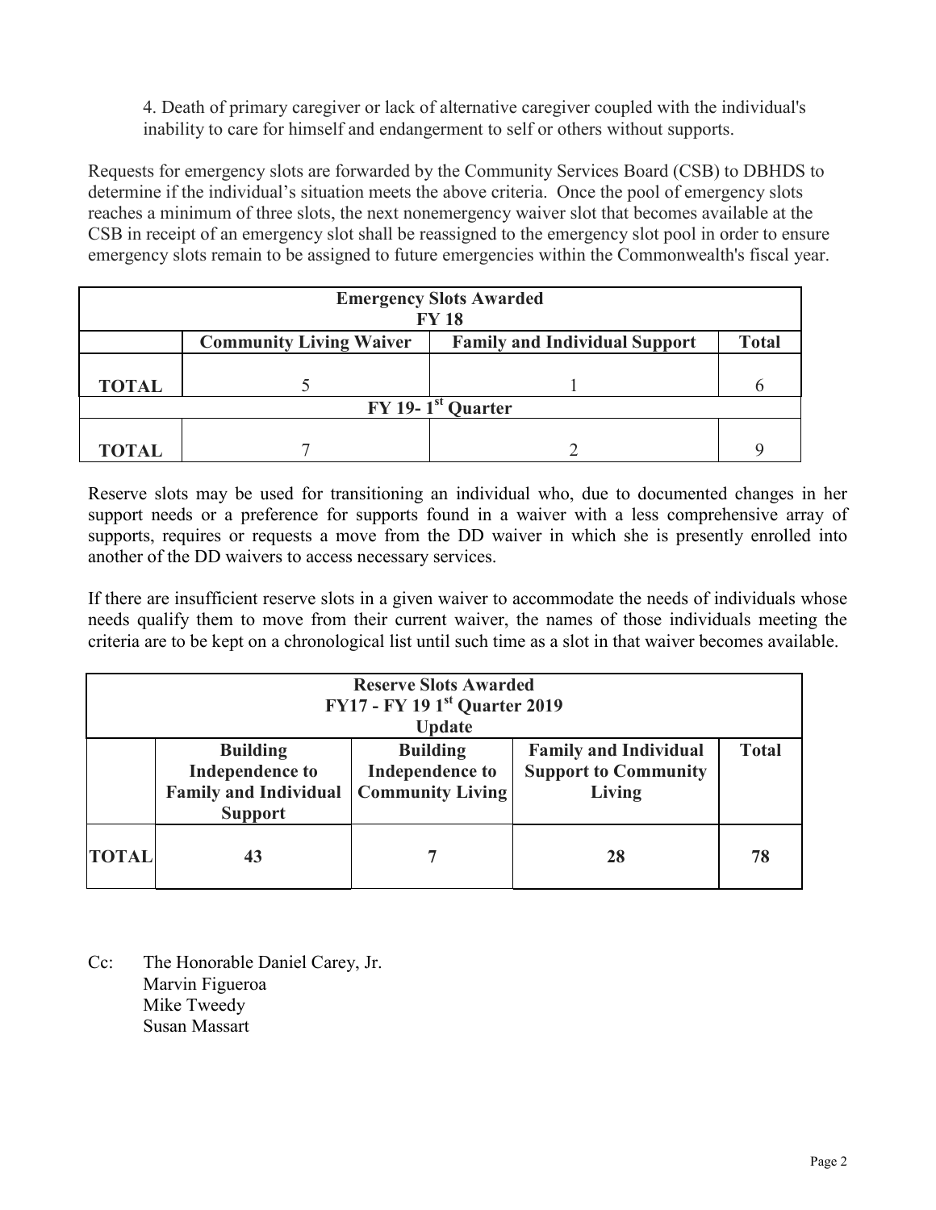4. Death of primary caregiver or lack of alternative caregiver coupled with the individual's inability to care for himself and endangerment to self or others without supports.

Requests for emergency slots are forwarded by the Community Services Board (CSB) to DBHDS to determine if the individual's situation meets the above criteria. Once the pool of emergency slots reaches a minimum of three slots, the next nonemergency waiver slot that becomes available at the CSB in receipt of an emergency slot shall be reassigned to the emergency slot pool in order to ensure emergency slots remain to be assigned to future emergencies within the Commonwealth's fiscal year.

| Emergency Slots Awarded FY 18 | | | |
|---|---|---|---|
| | **Community Living Waiver** | **Family and Individual Support** | **Total** |
| **TOTAL** | 5 | 1 | 6 |
| **FY 19- 1st Quarter** | | | |
| **TOTAL** | 7 | 2 | 9 |

Reserve slots may be used for transitioning an individual who, due to documented changes in her support needs or a preference for supports found in a waiver with a less comprehensive array of supports, requires or requests a move from the DD waiver in which she is presently enrolled into another of the DD waivers to access necessary services.

If there are insufficient reserve slots in a given waiver to accommodate the needs of individuals whose needs qualify them to move from their current waiver, the names of those individuals meeting the criteria are to be kept on a chronological list until such time as a slot in that waiver becomes available.

| Reserve Slots Awarded FY17 - FY 19 1st Quarter 2019 Update | | | | |
|---|---|---|---|---|
| | **Building Independence to Family and Individual Support** | **Building Independence to Community Living** | **Family and Individual Support to Community Living** | **Total** |
| **TOTAL** | **43** | **7** | **28** | **78** |

Cc: The Honorable Daniel Carey, Jr.
Marvin Figueroa
Mike Tweedy
Susan Massart